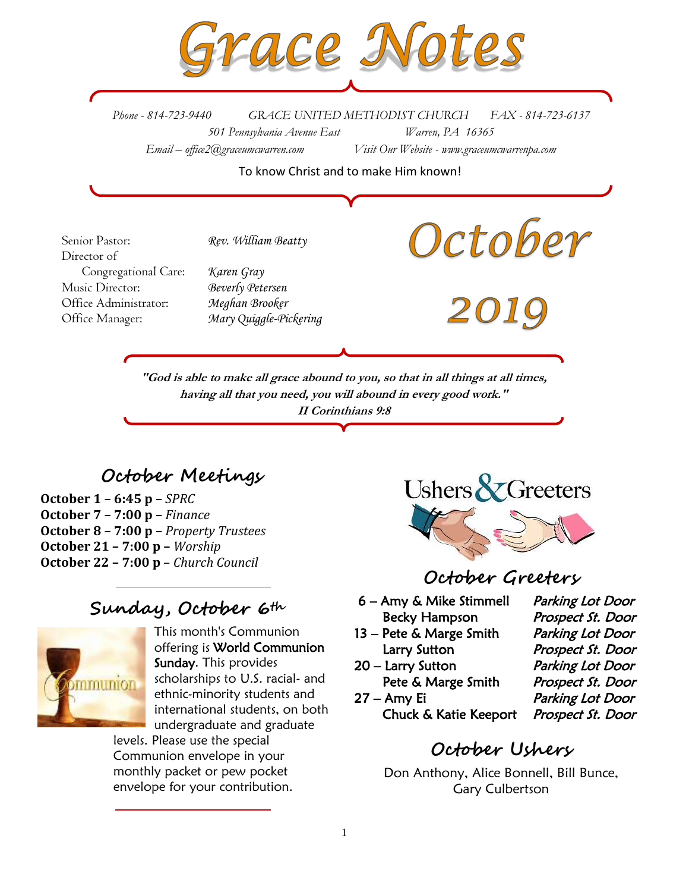# Grace Notes

*Phone - 814-723-9440* *GRACE UNITED METHODIST CHURCH* *FAX - 814-723-6137*
*501 Pennsylvania Avenue East* *Warren, PA 16365*
*Email – office2@graceumcwarren.com* *Visit Our Website - www.graceumcwarrenpa.com*

To know Christ and to make Him known!

Senior Pastor: *Rev. William Beatty*
Director of Congregational Care: *Karen Gray*
Music Director: *Beverly Petersen*
Office Administrator: *Meghan Brooker*
Office Manager: *Mary Quiggle-Pickering*

# October 2019

***"God is able to make all grace abound to you, so that in all things at all times, having all that you need, you will abound in every good work."***
***II Corinthians 9:8***

## October Meetings

**October 1 – 6:45 p –** *SPRC*
**October 7 – 7:00 p –** *Finance*
**October 8 – 7:00 p –** *Property Trustees*
**October 21 – 7:00 p –** *Worship*
**October 22 – 7:00 p** – *Church Council*

## Sunday, October 6th

This month's Communion offering is World Communion Sunday. This provides scholarships to U.S. racial- and ethnic-minority students and international students, on both undergraduate and graduate levels. Please use the special Communion envelope in your monthly packet or pew pocket envelope for your contribution.

## Ushers & Greeters

## October Greeters

| | |
|---|---|
| 6 – Amy & Mike Stimmell | *Parking Lot Door* |
| Becky Hampson | *Prospect St. Door* |
| 13 – Pete & Marge Smith | *Parking Lot Door* |
| Larry Sutton | *Prospect St. Door* |
| 20 – Larry Sutton | *Parking Lot Door* |
| Pete & Marge Smith | *Prospect St. Door* |
| 27 – Amy Ei | *Parking Lot Door* |
| Chuck & Katie Keeport | *Prospect St. Door* |

## October Ushers

Don Anthony, Alice Bonnell, Bill Bunce, Gary Culbertson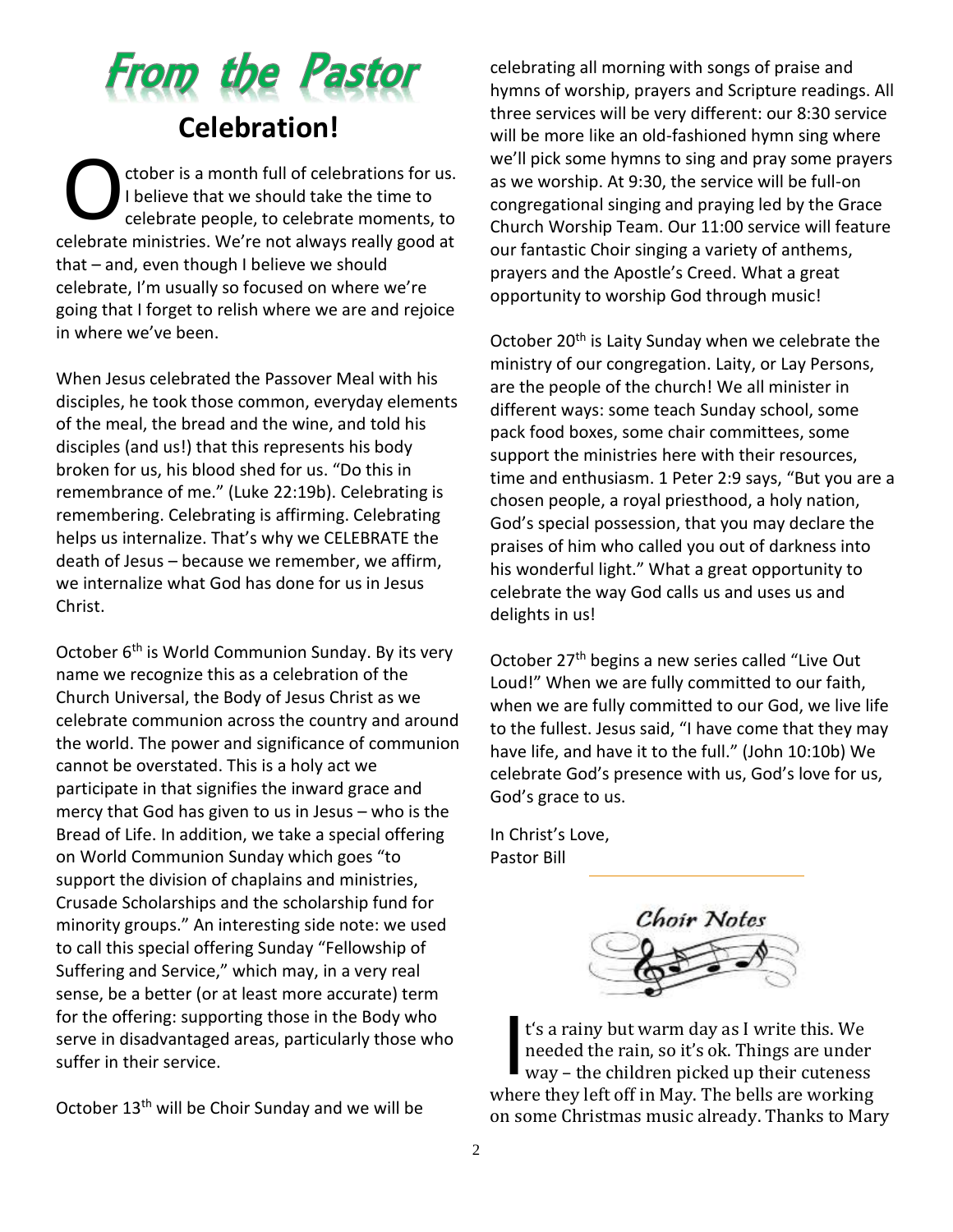# From the Pastor

## Celebration!

October is a month full of celebrations for us. I believe that we should take the time to celebrate people, to celebrate moments, to celebrate ministries. We're not always really good at that – and, even though I believe we should celebrate, I'm usually so focused on where we're going that I forget to relish where we are and rejoice in where we've been.

When Jesus celebrated the Passover Meal with his disciples, he took those common, everyday elements of the meal, the bread and the wine, and told his disciples (and us!) that this represents his body broken for us, his blood shed for us. "Do this in remembrance of me." (Luke 22:19b). Celebrating is remembering. Celebrating is affirming. Celebrating helps us internalize. That's why we CELEBRATE the death of Jesus – because we remember, we affirm, we internalize what God has done for us in Jesus Christ.

October 6th is World Communion Sunday. By its very name we recognize this as a celebration of the Church Universal, the Body of Jesus Christ as we celebrate communion across the country and around the world. The power and significance of communion cannot be overstated. This is a holy act we participate in that signifies the inward grace and mercy that God has given to us in Jesus – who is the Bread of Life. In addition, we take a special offering on World Communion Sunday which goes "to support the division of chaplains and ministries, Crusade Scholarships and the scholarship fund for minority groups." An interesting side note: we used to call this special offering Sunday "Fellowship of Suffering and Service," which may, in a very real sense, be a better (or at least more accurate) term for the offering: supporting those in the Body who serve in disadvantaged areas, particularly those who suffer in their service.

October 13th will be Choir Sunday and we will be celebrating all morning with songs of praise and hymns of worship, prayers and Scripture readings. All three services will be very different: our 8:30 service will be more like an old-fashioned hymn sing where we'll pick some hymns to sing and pray some prayers as we worship. At 9:30, the service will be full-on congregational singing and praying led by the Grace Church Worship Team. Our 11:00 service will feature our fantastic Choir singing a variety of anthems, prayers and the Apostle's Creed. What a great opportunity to worship God through music!

October 20th is Laity Sunday when we celebrate the ministry of our congregation. Laity, or Lay Persons, are the people of the church! We all minister in different ways: some teach Sunday school, some pack food boxes, some chair committees, some support the ministries here with their resources, time and enthusiasm. 1 Peter 2:9 says, "But you are a chosen people, a royal priesthood, a holy nation, God's special possession, that you may declare the praises of him who called you out of darkness into his wonderful light." What a great opportunity to celebrate the way God calls us and uses us and delights in us!

October 27th begins a new series called "Live Out Loud!" When we are fully committed to our faith, when we are fully committed to our God, we live life to the fullest. Jesus said, "I have come that they may have life, and have it to the full." (John 10:10b) We celebrate God's presence with us, God's love for us, God's grace to us.

In Christ's Love,
Pastor Bill

## Choir Notes

It's a rainy but warm day as I write this. We needed the rain, so it's ok. Things are under way – the children picked up their cuteness where they left off in May. The bells are working on some Christmas music already. Thanks to Mary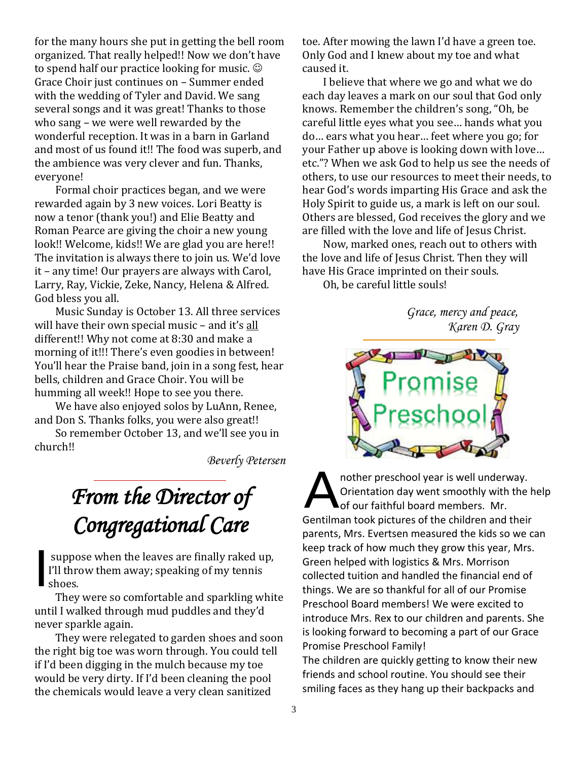for the many hours she put in getting the bell room organized. That really helped!! Now we don't have to spend half our practice looking for music. ☺ Grace Choir just continues on – Summer ended with the wedding of Tyler and David. We sang several songs and it was great! Thanks to those who sang – we were well rewarded by the wonderful reception. It was in a barn in Garland and most of us found it!! The food was superb, and the ambience was very clever and fun. Thanks, everyone!

Formal choir practices began, and we were rewarded again by 3 new voices. Lori Beatty is now a tenor (thank you!) and Elie Beatty and Roman Pearce are giving the choir a new young look!! Welcome, kids!! We are glad you are here!! The invitation is always there to join us. We'd love it – any time! Our prayers are always with Carol, Larry, Ray, Vickie, Zeke, Nancy, Helena & Alfred. God bless you all.

Music Sunday is October 13. All three services will have their own special music – and it's all different!! Why not come at 8:30 and make a morning of it!!! There's even goodies in between! You'll hear the Praise band, join in a song fest, hear bells, children and Grace Choir. You will be humming all week!! Hope to see you there.

We have also enjoyed solos by LuAnn, Renee, and Don S. Thanks folks, you were also great!!

So remember October 13, and we'll see you in church!!

*Beverly Petersen*

# *From the Director of Congregational Care*

I suppose when the leaves are finally raked up, I'll throw them away; speaking of my tennis shoes.

They were so comfortable and sparkling white until I walked through mud puddles and they'd never sparkle again.

They were relegated to garden shoes and soon the right big toe was worn through. You could tell if I'd been digging in the mulch because my toe would be very dirty. If I'd been cleaning the pool the chemicals would leave a very clean sanitized toe. After mowing the lawn I'd have a green toe. Only God and I knew about my toe and what caused it.

I believe that where we go and what we do each day leaves a mark on our soul that God only knows. Remember the children's song, "Oh, be careful little eyes what you see… hands what you do… ears what you hear… feet where you go; for your Father up above is looking down with love… etc."? When we ask God to help us see the needs of others, to use our resources to meet their needs, to hear God's words imparting His Grace and ask the Holy Spirit to guide us, a mark is left on our soul. Others are blessed, God receives the glory and we are filled with the love and life of Jesus Christ.

Now, marked ones, reach out to others with the love and life of Jesus Christ. Then they will have His Grace imprinted on their souls.

Oh, be careful little souls!

*Grace, mercy and peace,*
*Karen D. Gray*

## Promise Preschool

Another preschool year is well underway. Orientation day went smoothly with the help of our faithful board members. Mr. Gentilman took pictures of the children and their parents, Mrs. Evertsen measured the kids so we can keep track of how much they grow this year, Mrs. Green helped with logistics & Mrs. Morrison collected tuition and handled the financial end of things. We are so thankful for all of our Promise Preschool Board members! We were excited to introduce Mrs. Rex to our children and parents. She is looking forward to becoming a part of our Grace Promise Preschool Family!

The children are quickly getting to know their new friends and school routine. You should see their smiling faces as they hang up their backpacks and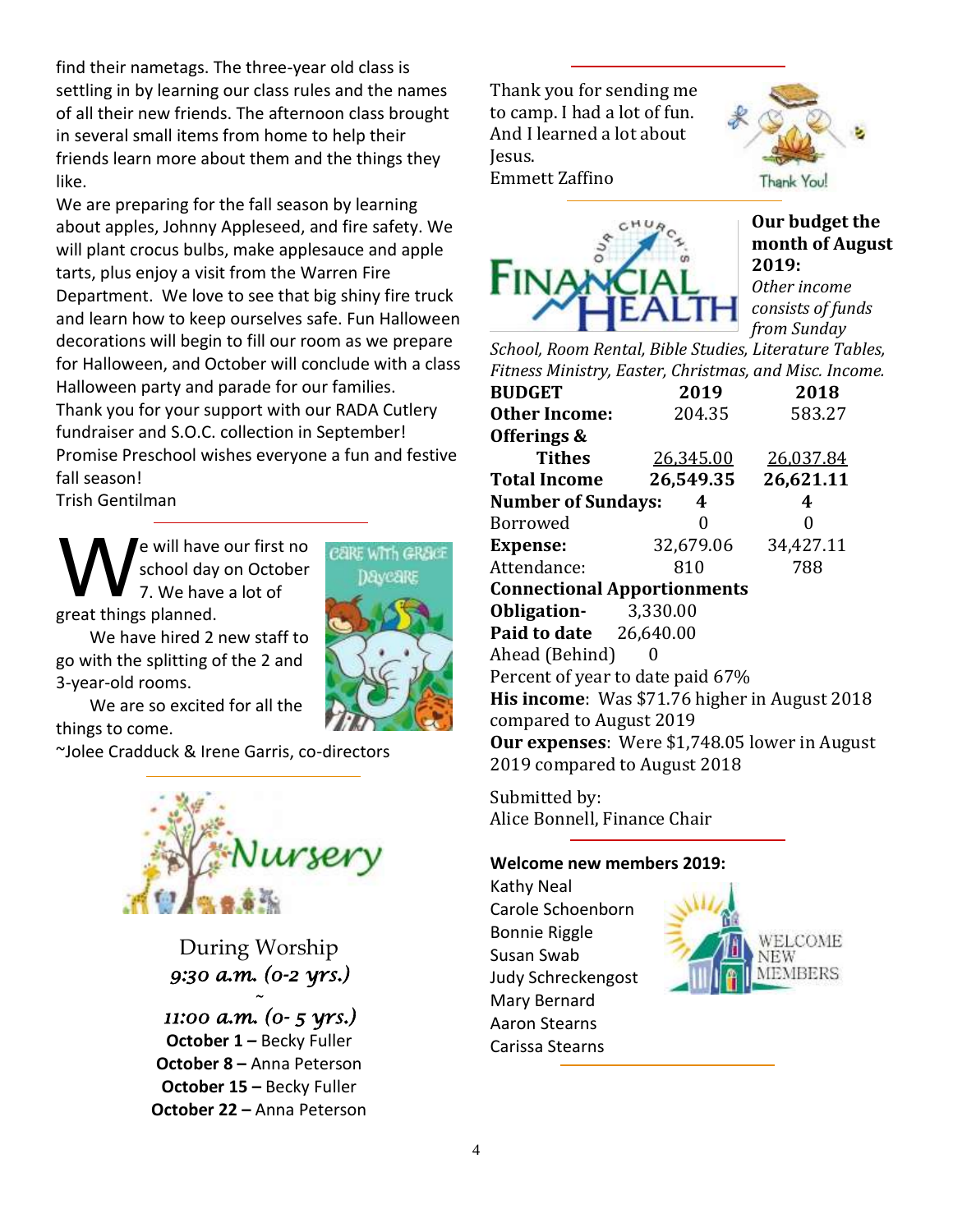find their nametags. The three-year old class is settling in by learning our class rules and the names of all their new friends. The afternoon class brought in several small items from home to help their friends learn more about them and the things they like.

We are preparing for the fall season by learning about apples, Johnny Appleseed, and fire safety. We will plant crocus bulbs, make applesauce and apple tarts, plus enjoy a visit from the Warren Fire Department. We love to see that big shiny fire truck and learn how to keep ourselves safe. Fun Halloween decorations will begin to fill our room as we prepare for Halloween, and October will conclude with a class Halloween party and parade for our families.

Thank you for your support with our RADA Cutlery fundraiser and S.O.C. collection in September!

Promise Preschool wishes everyone a fun and festive fall season!

Trish Gentilman

---

We will have our first no school day on October 7. We have a lot of great things planned.

We have hired 2 new staff to go with the splitting of the 2 and 3-year-old rooms.

We are so excited for all the things to come.

~Jolee Cradduck & Irene Garris, co-directors

---

## Nursery

During Worship

*9:30 a.m. (0-2 yrs.)*

~

*11:00 a.m. (0- 5 yrs.)*

**October 1 –** Becky Fuller

**October 8 –** Anna Peterson

**October 15 –** Becky Fuller

**October 22 –** Anna Peterson

---

Thank you for sending me to camp. I had a lot of fun. And I learned a lot about Jesus.

Emmett Zaffino

---

## Our Church's Financial Health

**Our budget the month of August 2019:**

*Other income consists of funds from Sunday School, Room Rental, Bible Studies, Literature Tables, Fitness Ministry, Easter, Christmas, and Misc. Income.*

| **BUDGET** | **2019** | **2018** |
|---|---|---|
| **Other Income:** | 204.35 | 583.27 |
| **Offerings & Tithes** | 26,345.00 | 26,037.84 |
| **Total Income** | **26,549.35** | **26,621.11** |
| **Number of Sundays:** | **4** | **4** |
| Borrowed | 0 | 0 |
| **Expense:** | 32,679.06 | 34,427.11 |
| Attendance: | 810 | 788 |

**Connectional Apportionments**

**Obligation-** 3,330.00

**Paid to date** 26,640.00

Ahead (Behind) 0

Percent of year to date paid 67%

**His income**: Was $71.76 higher in August 2018 compared to August 2019

**Our expenses**: Were $1,748.05 lower in August 2019 compared to August 2018

Submitted by:
Alice Bonnell, Finance Chair

---

**Welcome new members 2019:**

Kathy Neal
Carole Schoenborn
Bonnie Riggle
Susan Swab
Judy Schreckengost
Mary Bernard
Aaron Stearns
Carissa Stearns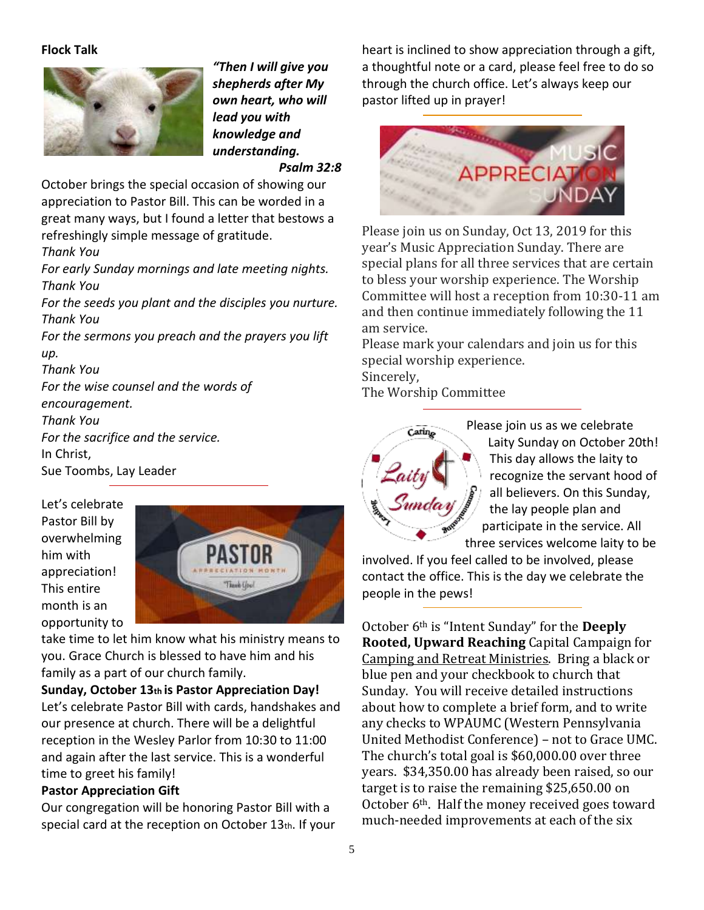**Flock Talk**

***"Then I will give you shepherds after My own heart, who will lead you with knowledge and understanding.***
***Psalm 32:8***

October brings the special occasion of showing our appreciation to Pastor Bill. This can be worded in a great many ways, but I found a letter that bestows a refreshingly simple message of gratitude.

*Thank You*
*For early Sunday mornings and late meeting nights.*
*Thank You*
*For the seeds you plant and the disciples you nurture.*
*Thank You*
*For the sermons you preach and the prayers you lift up.*
*Thank You*
*For the wise counsel and the words of encouragement.*
*Thank You*
*For the sacrifice and the service.*

In Christ,
Sue Toombs, Lay Leader

---

Let's celebrate Pastor Bill by overwhelming him with appreciation! This entire month is an opportunity to take time to let him know what his ministry means to you. Grace Church is blessed to have him and his family as a part of our church family.

**Sunday, October 13th is Pastor Appreciation Day!**
Let's celebrate Pastor Bill with cards, handshakes and our presence at church. There will be a delightful reception in the Wesley Parlor from 10:30 to 11:00 and again after the last service. This is a wonderful time to greet his family!

**Pastor Appreciation Gift**
Our congregation will be honoring Pastor Bill with a special card at the reception on October 13th. If your heart is inclined to show appreciation through a gift, a thoughtful note or a card, please feel free to do so through the church office. Let's always keep our pastor lifted up in prayer!

---

Please join us on Sunday, Oct 13, 2019 for this year's Music Appreciation Sunday. There are special plans for all three services that are certain to bless your worship experience. The Worship Committee will host a reception from 10:30-11 am and then continue immediately following the 11 am service.
Please mark your calendars and join us for this special worship experience.
Sincerely,
The Worship Committee

---

Please join us as we celebrate Laity Sunday on October 20th! This day allows the laity to recognize the servant hood of all believers. On this Sunday, the lay people plan and participate in the service. All three services welcome laity to be involved. If you feel called to be involved, please contact the office. This is the day we celebrate the people in the pews!

---

October 6th is "Intent Sunday" for the **Deeply Rooted, Upward Reaching** Capital Campaign for Camping and Retreat Ministries. Bring a black or blue pen and your checkbook to church that Sunday. You will receive detailed instructions about how to complete a brief form, and to write any checks to WPAUMC (Western Pennsylvania United Methodist Conference) – not to Grace UMC. The church's total goal is $60,000.00 over three years. $34,350.00 has already been raised, so our target is to raise the remaining $25,650.00 on October 6th. Half the money received goes toward much-needed improvements at each of the six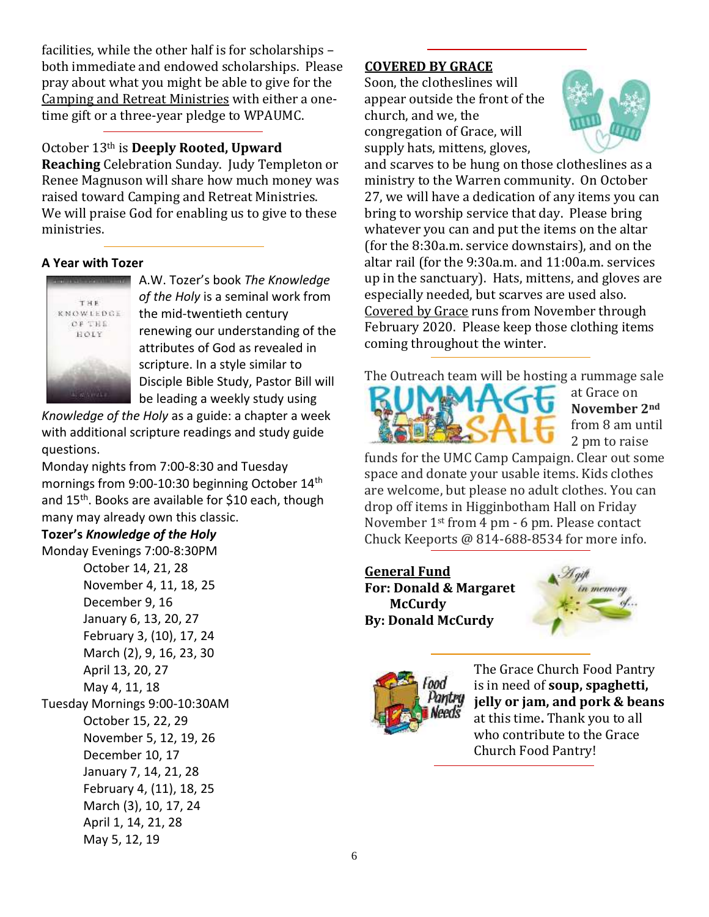facilities, while the other half is for scholarships – both immediate and endowed scholarships. Please pray about what you might be able to give for the Camping and Retreat Ministries with either a one-time gift or a three-year pledge to WPAUMC.

---

October 13th is **Deeply Rooted, Upward Reaching** Celebration Sunday. Judy Templeton or Renee Magnuson will share how much money was raised toward Camping and Retreat Ministries. We will praise God for enabling us to give to these ministries.

---

**A Year with Tozer**

A.W. Tozer's book *The Knowledge of the Holy* is a seminal work from the mid-twentieth century renewing our understanding of the attributes of God as revealed in scripture. In a style similar to Disciple Bible Study, Pastor Bill will be leading a weekly study using *Knowledge of the Holy* as a guide: a chapter a week with additional scripture readings and study guide questions.

Monday nights from 7:00-8:30 and Tuesday mornings from 9:00-10:30 beginning October 14th and 15th. Books are available for $10 each, though many may already own this classic.

**Tozer's *Knowledge of the Holy***

Monday Evenings 7:00-8:30PM
- October 14, 21, 28
- November 4, 11, 18, 25
- December 9, 16
- January 6, 13, 20, 27
- February 3, (10), 17, 24
- March (2), 9, 16, 23, 30
- April 13, 20, 27
- May 4, 11, 18

Tuesday Mornings 9:00-10:30AM
- October 15, 22, 29
- November 5, 12, 19, 26
- December 10, 17
- January 7, 14, 21, 28
- February 4, (11), 18, 25
- March (3), 10, 17, 24
- April 1, 14, 21, 28
- May 5, 12, 19

---

**COVERED BY GRACE**

Soon, the clotheslines will appear outside the front of the church, and we, the congregation of Grace, will supply hats, mittens, gloves, and scarves to be hung on those clotheslines as a ministry to the Warren community. On October 27, we will have a dedication of any items you can bring to worship service that day. Please bring whatever you can and put the items on the altar (for the 8:30a.m. service downstairs), and on the altar rail (for the 9:30a.m. and 11:00a.m. services up in the sanctuary). Hats, mittens, and gloves are especially needed, but scarves are used also. Covered by Grace runs from November through February 2020. Please keep those clothing items coming throughout the winter.

---

The Outreach team will be hosting a rummage sale at Grace on **November 2nd** from 8 am until 2 pm to raise funds for the UMC Camp Campaign. Clear out some space and donate your usable items. Kids clothes are welcome, but please no adult clothes. You can drop off items in Higginbotham Hall on Friday November 1st from 4 pm - 6 pm. Please contact Chuck Keeports @ 814-688-8534 for more info.

---

**General Fund**
**For: Donald & Margaret McCurdy**
**By: Donald McCurdy**

A gift in memory of...

---

The Grace Church Food Pantry is in need of **soup, spaghetti, jelly or jam, and pork & beans** at this time**.** Thank you to all who contribute to the Grace Church Food Pantry!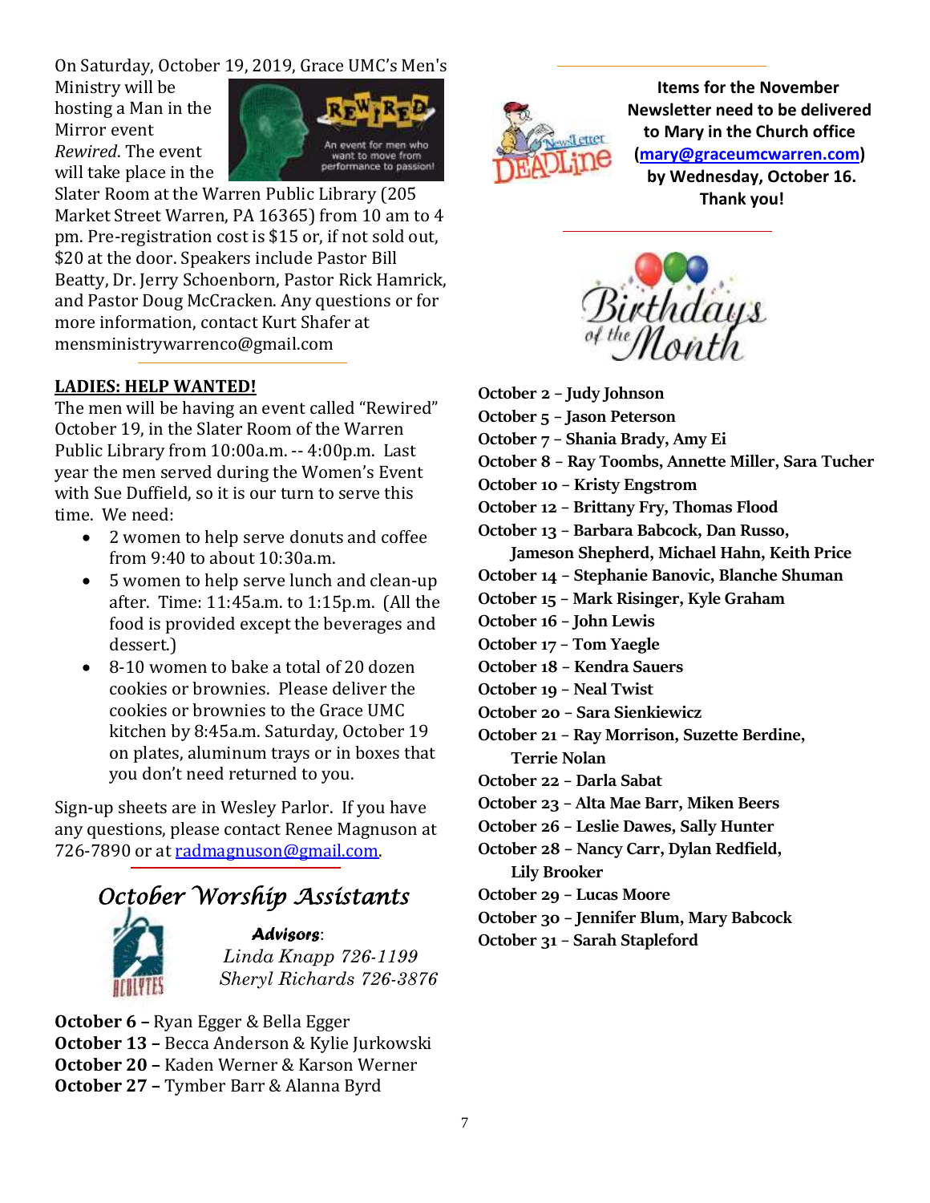On Saturday, October 19, 2019, Grace UMC's Men's Ministry will be hosting a Man in the Mirror event *Rewired*. The event will take place in the Slater Room at the Warren Public Library (205 Market Street Warren, PA 16365) from 10 am to 4 pm. Pre-registration cost is $15 or, if not sold out, $20 at the door. Speakers include Pastor Bill Beatty, Dr. Jerry Schoenborn, Pastor Rick Hamrick, and Pastor Doug McCracken. Any questions or for more information, contact Kurt Shafer at mensministrywarrenco@gmail.com

**LADIES: HELP WANTED!**

The men will be having an event called "Rewired" October 19, in the Slater Room of the Warren Public Library from 10:00a.m. -- 4:00p.m. Last year the men served during the Women's Event with Sue Duffield, so it is our turn to serve this time. We need:

- 2 women to help serve donuts and coffee from 9:40 to about 10:30a.m.
- 5 women to help serve lunch and clean-up after. Time: 11:45a.m. to 1:15p.m. (All the food is provided except the beverages and dessert.)
- 8-10 women to bake a total of 20 dozen cookies or brownies. Please deliver the cookies or brownies to the Grace UMC kitchen by 8:45a.m. Saturday, October 19 on plates, aluminum trays or in boxes that you don't need returned to you.

Sign-up sheets are in Wesley Parlor. If you have any questions, please contact Renee Magnuson at 726-7890 or at radmagnuson@gmail.com.

## October Worship Assistants

***Advisors***:
*Linda Knapp 726-1199*
*Sheryl Richards 726-3876*

**October 6 –** Ryan Egger & Bella Egger
**October 13 –** Becca Anderson & Kylie Jurkowski
**October 20 –** Kaden Werner & Karson Werner
**October 27 –** Tymber Barr & Alanna Byrd

**Items for the November Newsletter need to be delivered to Mary in the Church office (mary@graceumcwarren.com) by Wednesday, October 16. Thank you!**

## Birthdays of the Month

**October 2 – Judy Johnson**
**October 5 – Jason Peterson**
**October 7 – Shania Brady, Amy Ei**
**October 8 – Ray Toombs, Annette Miller, Sara Tucher**
**October 10 – Kristy Engstrom**
**October 12 – Brittany Fry, Thomas Flood**
**October 13 – Barbara Babcock, Dan Russo, Jameson Shepherd, Michael Hahn, Keith Price**
**October 14 – Stephanie Banovic, Blanche Shuman**
**October 15 – Mark Risinger, Kyle Graham**
**October 16 – John Lewis**
**October 17 – Tom Yaegle**
**October 18 – Kendra Sauers**
**October 19 – Neal Twist**
**October 20 – Sara Sienkiewicz**
**October 21 – Ray Morrison, Suzette Berdine, Terrie Nolan**
**October 22 – Darla Sabat**
**October 23 – Alta Mae Barr, Miken Beers**
**October 26 – Leslie Dawes, Sally Hunter**
**October 28 – Nancy Carr, Dylan Redfield, Lily Brooker**
**October 29 – Lucas Moore**
**October 30 – Jennifer Blum, Mary Babcock**
**October 31 – Sarah Stapleford**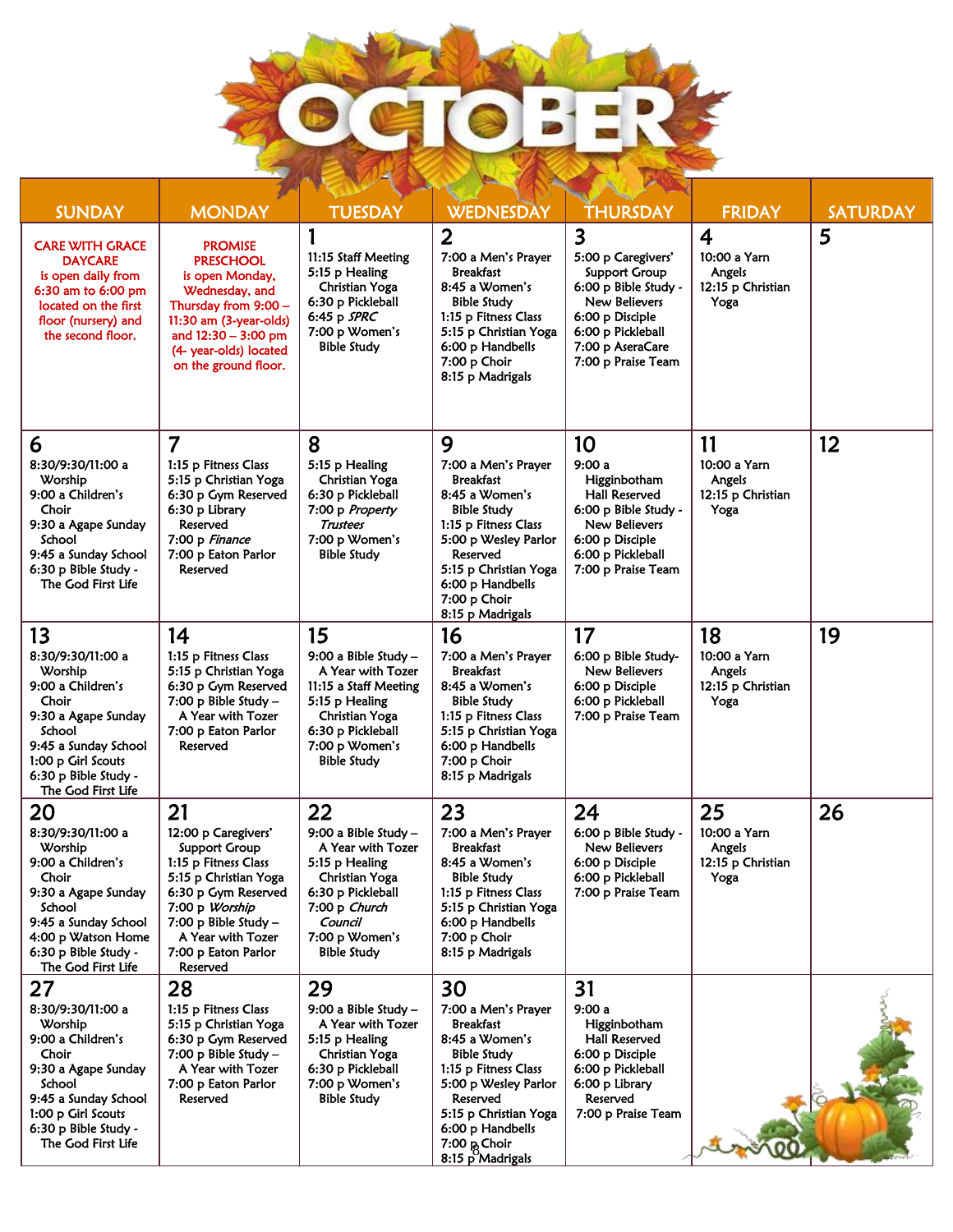# OCTOBER

| SUNDAY | MONDAY | TUESDAY | WEDNESDAY | THURSDAY | FRIDAY | SATURDAY |
|---|---|---|---|---|---|---|
| CARE WITH GRACE DAYCARE is open daily from 6:30 am to 6:00 pm located on the first floor (nursery) and the second floor. | PROMISE PRESCHOOL is open Monday, Wednesday, and Thursday from 9:00 – 11:30 am (3-year-olds) and 12:30 – 3:00 pm (4- year-olds) located on the ground floor. | **1**<br>11:15 Staff Meeting<br>5:15 p Healing Christian Yoga<br>6:30 p Pickleball<br>6:45 p *SPRC*<br>7:00 p Women's Bible Study | **2**<br>7:00 a Men's Prayer Breakfast<br>8:45 a Women's Bible Study<br>1:15 p Fitness Class<br>5:15 p Christian Yoga<br>6:00 p Handbells<br>7:00 p Choir<br>8:15 p Madrigals | **3**<br>5:00 p Caregivers' Support Group<br>6:00 p Bible Study - New Believers<br>6:00 p Disciple<br>6:00 p Pickleball<br>7:00 p AseraCare<br>7:00 p Praise Team | **4**<br>10:00 a Yarn Angels<br>12:15 p Christian Yoga | **5** |
| **6**<br>8:30/9:30/11:00 a Worship<br>9:00 a Children's Choir<br>9:30 a Agape Sunday School<br>9:45 a Sunday School<br>6:30 p Bible Study - The God First Life | **7**<br>1:15 p Fitness Class<br>5:15 p Christian Yoga<br>6:30 p Gym Reserved<br>6:30 p Library Reserved<br>7:00 p *Finance*<br>7:00 p Eaton Parlor Reserved | **8**<br>5:15 p Healing Christian Yoga<br>6:30 p Pickleball<br>7:00 p *Property Trustees*<br>7:00 p Women's Bible Study | **9**<br>7:00 a Men's Prayer Breakfast<br>8:45 a Women's Bible Study<br>1:15 p Fitness Class<br>5:00 p Wesley Parlor Reserved<br>5:15 p Christian Yoga<br>6:00 p Handbells<br>7:00 p Choir<br>8:15 p Madrigals | **10**<br>9:00 a Higginbotham Hall Reserved<br>6:00 p Bible Study - New Believers<br>6:00 p Disciple<br>6:00 p Pickleball<br>7:00 p Praise Team | **11**<br>10:00 a Yarn Angels<br>12:15 p Christian Yoga | **12** |
| **13**<br>8:30/9:30/11:00 a Worship<br>9:00 a Children's Choir<br>9:30 a Agape Sunday School<br>9:45 a Sunday School<br>1:00 p Girl Scouts<br>6:30 p Bible Study - The God First Life | **14**<br>1:15 p Fitness Class<br>5:15 p Christian Yoga<br>6:30 p Gym Reserved<br>7:00 p Bible Study – A Year with Tozer<br>7:00 p Eaton Parlor Reserved | **15**<br>9:00 a Bible Study – A Year with Tozer<br>11:15 a Staff Meeting<br>5:15 p Healing Christian Yoga<br>6:30 p Pickleball<br>7:00 p Women's Bible Study | **16**<br>7:00 a Men's Prayer Breakfast<br>8:45 a Women's Bible Study<br>1:15 p Fitness Class<br>5:15 p Christian Yoga<br>6:00 p Handbells<br>7:00 p Choir<br>8:15 p Madrigals | **17**<br>6:00 p Bible Study- New Believers<br>6:00 p Disciple<br>6:00 p Pickleball<br>7:00 p Praise Team | **18**<br>10:00 a Yarn Angels<br>12:15 p Christian Yoga | **19** |
| **20**<br>8:30/9:30/11:00 a Worship<br>9:00 a Children's Choir<br>9:30 a Agape Sunday School<br>9:45 a Sunday School<br>4:00 p Watson Home<br>6:30 p Bible Study - The God First Life | **21**<br>12:00 p Caregivers' Support Group<br>1:15 p Fitness Class<br>5:15 p Christian Yoga<br>6:30 p Gym Reserved<br>7:00 p *Worship*<br>7:00 p Bible Study – A Year with Tozer<br>7:00 p Eaton Parlor Reserved | **22**<br>9:00 a Bible Study – A Year with Tozer<br>5:15 p Healing Christian Yoga<br>6:30 p Pickleball<br>7:00 p *Church Council*<br>7:00 p Women's Bible Study | **23**<br>7:00 a Men's Prayer Breakfast<br>8:45 a Women's Bible Study<br>1:15 p Fitness Class<br>5:15 p Christian Yoga<br>6:00 p Handbells<br>7:00 p Choir<br>8:15 p Madrigals | **24**<br>6:00 p Bible Study - New Believers<br>6:00 p Disciple<br>6:00 p Pickleball<br>7:00 p Praise Team | **25**<br>10:00 a Yarn Angels<br>12:15 p Christian Yoga | **26** |
| **27**<br>8:30/9:30/11:00 a Worship<br>9:00 a Children's Choir<br>9:30 a Agape Sunday School<br>9:45 a Sunday School<br>1:00 p Girl Scouts<br>6:30 p Bible Study - The God First Life | **28**<br>1:15 p Fitness Class<br>5:15 p Christian Yoga<br>6:30 p Gym Reserved<br>7:00 p Bible Study – A Year with Tozer<br>7:00 p Eaton Parlor Reserved | **29**<br>9:00 a Bible Study – A Year with Tozer<br>5:15 p Healing Christian Yoga<br>6:30 p Pickleball<br>7:00 p Women's Bible Study | **30**<br>7:00 a Men's Prayer Breakfast<br>8:45 a Women's Bible Study<br>1:15 p Fitness Class<br>5:00 p Wesley Parlor Reserved<br>5:15 p Christian Yoga<br>6:00 p Handbells<br>7:00 p Choir<br>8:15 p Madrigals | **31**<br>9:00 a Higginbotham Hall Reserved<br>6:00 p Disciple<br>6:00 p Pickleball<br>6:00 p Library Reserved<br>7:00 p Praise Team | | |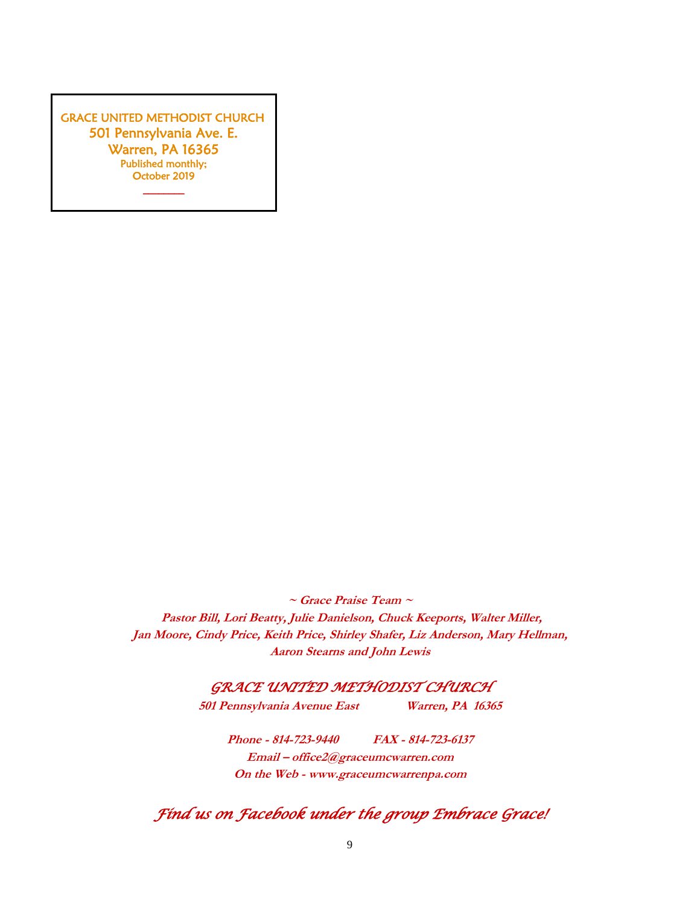GRACE UNITED METHODIST CHURCH
501 Pennsylvania Ave. E.
Warren, PA 16365
Published monthly;
October 2019

**~ Grace Praise Team ~**

**Pastor Bill, Lori Beatty, Julie Danielson, Chuck Keeports, Walter Miller, Jan Moore, Cindy Price, Keith Price, Shirley Shafer, Liz Anderson, Mary Hellman, Aaron Stearns and John Lewis**

*GRACE UNITED METHODIST CHURCH*

**501 Pennsylvania Avenue East Warren, PA 16365**

**Phone - 814-723-9440 FAX - 814-723-6137**
**Email – office2@graceumcwarren.com**
**On the Web - www.graceumcwarrenpa.com**

*Find us on Facebook under the group Embrace Grace!*